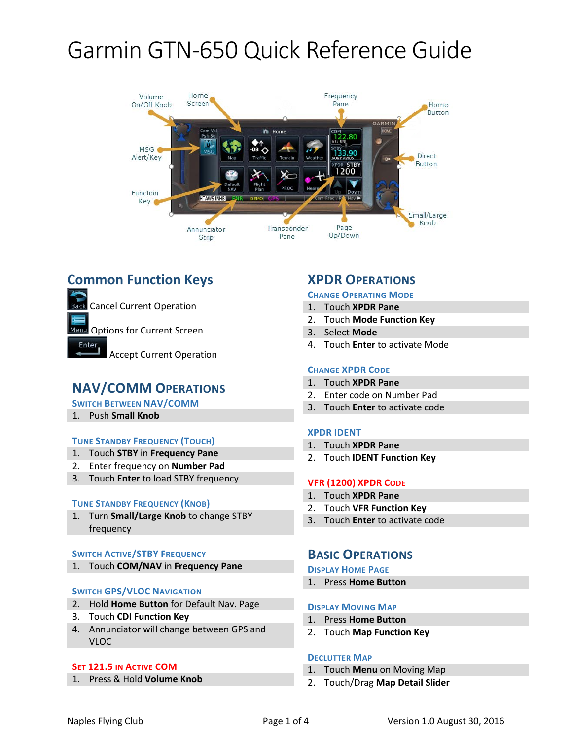# Garmin GTN-650 Quick Reference Guide

## Common Function Keys

Back — Cancel Current Operation

Menu — Options for Current Screen

Enter — Accept Current Operation

## NAV/COMM Operations

### Switch Between NAV/COMM

1. Push **Small Knob**

### Tune Standby Frequency (Touch)

1. Touch **STBY** in **Frequency Pane**
2. Enter frequency on **Number Pad**
3. Touch **Enter** to load STBY frequency

### Tune Standby Frequency (Knob)

1. Turn **Small/Large Knob** to change STBY frequency

### Switch Active/STBY Frequency

1. Touch **COM/NAV** in **Frequency Pane**

### Switch GPS/VLOC Navigation

2. Hold **Home Button** for Default Nav. Page
3. Touch **CDI Function Key**
4. Annunciator will change between GPS and VLOC

### Set 121.5 in Active COM

1. Press & Hold **Volume Knob**

## XPDR Operations

### Change Operating Mode

1. Touch **XPDR Pane**
2. Touch **Mode Function Key**
3. Select **Mode**
4. Touch **Enter** to activate Mode

### Change XPDR Code

1. Touch **XPDR Pane**
2. Enter code on Number Pad
3. Touch **Enter** to activate code

### XPDR Ident

1. Touch **XPDR Pane**
2. Touch **IDENT Function Key**

### VFR (1200) XPDR Code

1. Touch **XPDR Pane**
2. Touch **VFR Function Key**
3. Touch **Enter** to activate code

## Basic Operations

### Display Home Page

1. Press **Home Button**

### Display Moving Map

1. Press **Home Button**
2. Touch **Map Function Key**

### Declutter Map

1. Touch **Menu** on Moving Map
2. Touch/Drag **Map Detail Slider**

Naples Flying Club — Version 1.0 August 30, 2016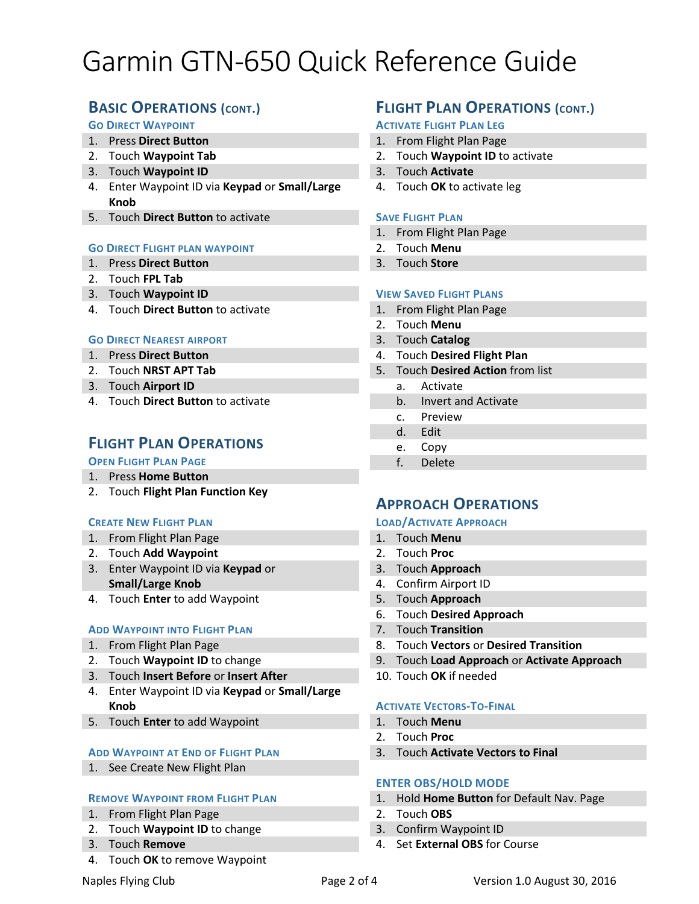// Garmin GTN-650 Quick Reference Guide

## Basic Operations (cont.)

### Go Direct Waypoint

1. Press **Direct Button**
2. Touch **Waypoint Tab**
3. Touch **Waypoint ID**
4. Enter Waypoint ID via **Keypad** or **Small/Large Knob**
5. Touch **Direct Button** to activate

### Go Direct Flight plan waypoint

1. Press **Direct Button**
2. Touch **FPL Tab**
3. Touch **Waypoint ID**
4. Touch **Direct Button** to activate

### Go Direct Nearest airport

1. Press **Direct Button**
2. Touch **NRST APT Tab**
3. Touch **Airport ID**
4. Touch **Direct Button** to activate

## Flight Plan Operations

### Open Flight Plan Page

1. Press **Home Button**
2. Touch **Flight Plan Function Key**

### Create New Flight Plan

1. From Flight Plan Page
2. Touch **Add Waypoint**
3. Enter Waypoint ID via **Keypad** or **Small/Large Knob**
4. Touch **Enter** to add Waypoint

### Add Waypoint into Flight Plan

1. From Flight Plan Page
2. Touch **Waypoint ID** to change
3. Touch **Insert Before** or **Insert After**
4. Enter Waypoint ID via **Keypad** or **Small/Large Knob**
5. Touch **Enter** to add Waypoint

### Add Waypoint at End of Flight Plan

1. See Create New Flight Plan

### Remove Waypoint from Flight Plan

1. From Flight Plan Page
2. Touch **Waypoint ID** to change
3. Touch **Remove**
4. Touch **OK** to remove Waypoint

## Flight Plan Operations (cont.)

### Activate Flight Plan Leg

1. From Flight Plan Page
2. Touch **Waypoint ID** to activate
3. Touch **Activate**
4. Touch **OK** to activate leg

### Save Flight Plan

1. From Flight Plan Page
2. Touch **Menu**
3. Touch **Store**

### View Saved Flight Plans

1. From Flight Plan Page
2. Touch **Menu**
3. Touch **Catalog**
4. Touch **Desired Flight Plan**
5. Touch **Desired Action** from list
   a. Activate
   b. Invert and Activate
   c. Preview
   d. Edit
   e. Copy
   f. Delete

## Approach Operations

### Load/Activate Approach

1. Touch **Menu**
2. Touch **Proc**
3. Touch **Approach**
4. Confirm Airport ID
5. Touch **Approach**
6. Touch **Desired Approach**
7. Touch **Transition**
8. Touch **Vectors** or **Desired Transition**
9. Touch **Load Approach** or **Activate Approach**
10. Touch **OK** if needed

### Activate Vectors-To-Final

1. Touch **Menu**
2. Touch **Proc**
3. Touch **Activate Vectors to Final**

### Enter OBS/Hold Mode

1. Hold **Home Button** for Default Nav. Page
2. Touch **OBS**
3. Confirm Waypoint ID
4. Set **External OBS** for Course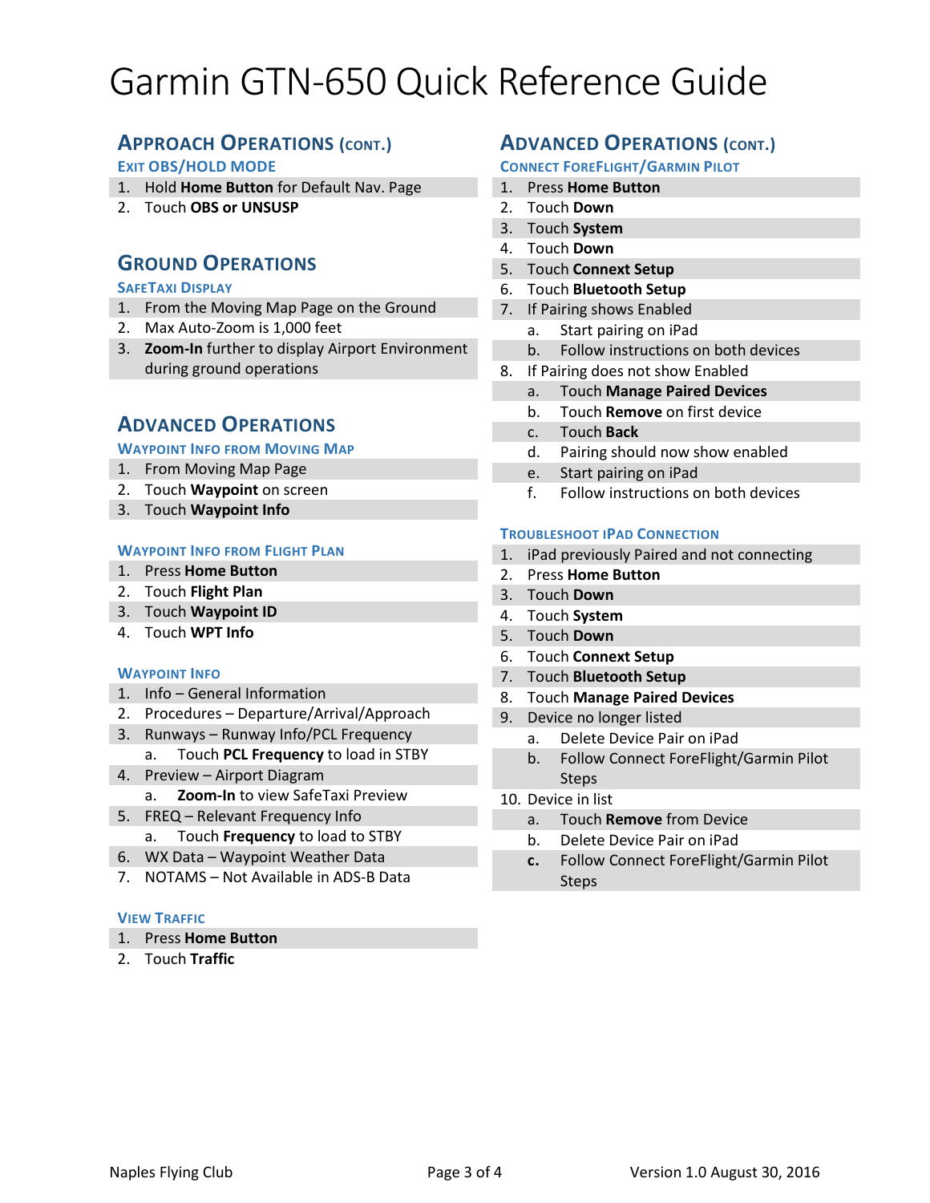# Garmin GTN-650 Quick Reference Guide

## Approach Operations (cont.)

### Exit OBS/HOLD Mode

1. Hold **Home Button** for Default Nav. Page
2. Touch **OBS or UNSUSP**

## Ground Operations

### SafeTaxi Display

1. From the Moving Map Page on the Ground
2. Max Auto-Zoom is 1,000 feet
3. **Zoom-In** further to display Airport Environment during ground operations

## Advanced Operations

### Waypoint Info from Moving Map

1. From Moving Map Page
2. Touch **Waypoint** on screen
3. Touch **Waypoint Info**

### Waypoint Info from Flight Plan

1. Press **Home Button**
2. Touch **Flight Plan**
3. Touch **Waypoint ID**
4. Touch **WPT Info**

### Waypoint Info

1. Info – General Information
2. Procedures – Departure/Arrival/Approach
3. Runways – Runway Info/PCL Frequency
    a. Touch **PCL Frequency** to load in STBY
4. Preview – Airport Diagram
    a. **Zoom-In** to view SafeTaxi Preview
5. FREQ – Relevant Frequency Info
    a. Touch **Frequency** to load to STBY
6. WX Data – Waypoint Weather Data
7. NOTAMS – Not Available in ADS-B Data

### View Traffic

1. Press **Home Button**
2. Touch **Traffic**

## Advanced Operations (cont.)

### Connect ForeFlight/Garmin Pilot

1. Press **Home Button**
2. Touch **Down**
3. Touch **System**
4. Touch **Down**
5. Touch **Connext Setup**
6. Touch **Bluetooth Setup**
7. If Pairing shows Enabled
    a. Start pairing on iPad
    b. Follow instructions on both devices
8. If Pairing does not show Enabled
    a. Touch **Manage Paired Devices**
    b. Touch **Remove** on first device
    c. Touch **Back**
    d. Pairing should now show enabled
    e. Start pairing on iPad
    f. Follow instructions on both devices

### Troubleshoot iPad Connection

1. iPad previously Paired and not connecting
2. Press **Home Button**
3. Touch **Down**
4. Touch **System**
5. Touch **Down**
6. Touch **Connext Setup**
7. Touch **Bluetooth Setup**
8. Touch **Manage Paired Devices**
9. Device no longer listed
    a. Delete Device Pair on iPad
    b. Follow Connect ForeFlight/Garmin Pilot Steps
10. Device in list
    a. Touch **Remove** from Device
    b. Delete Device Pair on iPad
    c. Follow Connect ForeFlight/Garmin Pilot Steps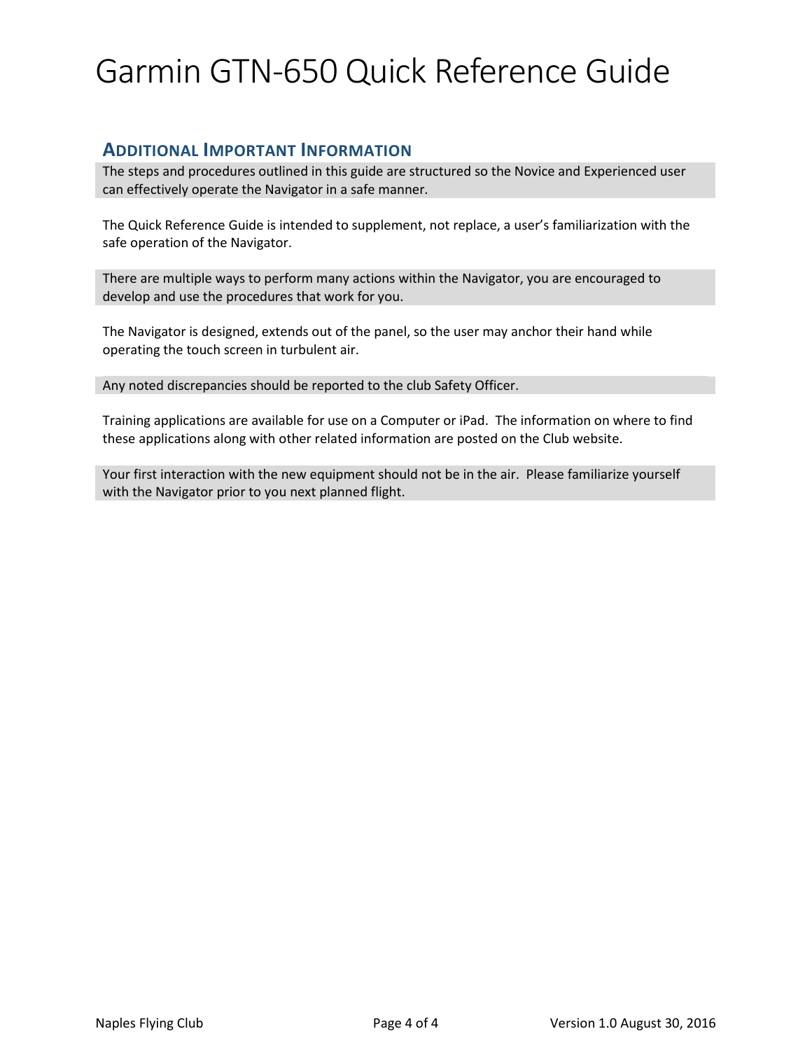# Garmin GTN-650 Quick Reference Guide

## Additional Important Information

The steps and procedures outlined in this guide are structured so the Novice and Experienced user can effectively operate the Navigator in a safe manner.

The Quick Reference Guide is intended to supplement, not replace, a user's familiarization with the safe operation of the Navigator.

There are multiple ways to perform many actions within the Navigator, you are encouraged to develop and use the procedures that work for you.

The Navigator is designed, extends out of the panel, so the user may anchor their hand while operating the touch screen in turbulent air.

Any noted discrepancies should be reported to the club Safety Officer.

Training applications are available for use on a Computer or iPad. The information on where to find these applications along with other related information are posted on the Club website.

Your first interaction with the new equipment should not be in the air. Please familiarize yourself with the Navigator prior to you next planned flight.